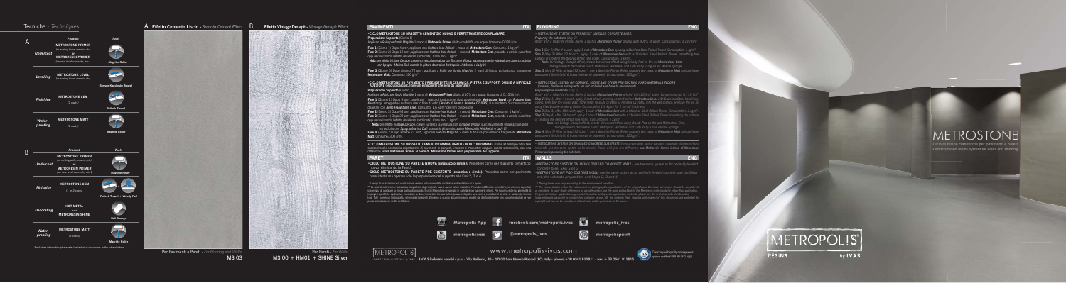# Tecniche - *Techniques*

## A

| | Product | Tools |
|---|---|---|
| Undercoat | METROSTONE PRIMER (on existing floors, ceramic, etc.) or METROGREEN PRIMER (on new level concrete, etc.) | Magnetic Roller |
| Levelling | METROSTONE LEVEL (on existing floors, ceramic, etc.) | Smooth Handiwork Trowel |
| Finishing | METROSTONE CEM (2 coats) | Pollock Trowel |
| Water - proofing | METROSTONE MATT (2 coats) | Magnetic Roller |

## B

| | Product | Tools |
|---|---|---|
| Undercoat | METROSTONE PRIMER (on existing floors, ceramic, etc.) or METROGREEN PRIMER (on new level concrete, etc.) | Magnetic Roller |
| Finishing | METROSTONE CEM (1 or 2 coats) | Pollock Trowel + Woody Pad |
| Decorating | HOT METAL and METROGREEN SHINE | Dot Sponge |
| Water - proofing | METROSTONE MATT (2 coats) | Magnetic Roller |

For further information: please refer the technical documents of the related series.

**A Effetto Cemento Liscio** - *Smooth Cement Effect*

Per Pavimenti e Pareti - *For Flooring and Walls*
MS 03

**B Effetto Vintage Decapè** - *Vintage Decapè Effect*

Per Pareti - *For Walls*
MS 00 + HM01 + SHINE Silver

## PAVIMENTI — ITA

**•CICLO METROSTONE SU MASSETTO CEMENTIZIO NUOVO E PERFETTAMENTE COMPLANARE.**

**Preparazione Supporto** (Giorno 1)
Applicare a Rullo per fondi Magnite 1 mano di **Metrosole Primer** diluito con 400% con acqua. Consumo: 0,100 l/m²

**Fase 1** (Giorno 1) Dopo 4 ore*, applicare con Frattone Inox Pollock 1 mano di **Metrostone Cem**. Consumo: 1 kg/m².
**Fase 2** (Giorno 2) Dopo 12 ore*, applicare con Frattone Inox Pollock 1 mano di **Metrostone Cem**, rasando a zero la superficie oppure realizzando l'effetto desiderato (vedi note). Consumo: 1 kg/m².
**Nota:** per effetto Vintage Decapè, creare su fresco la venatura con Tampone Woody, successivamente volendo alcune zone con Spugna Marina Dot avanti le pitture decorative Metropolis Hot Metal e Lady M.

**Fase 3** (Giorno 3) Dopo almeno 72 ore*, applicare a Rullo per fondi Magnite 2 mani di finitura poliuretanica trasparente **Metrostone Matt**. Consumo: 100 g/m².

**•CICLO METROSTONE SU PAVIMENTO PREESISTENTE IN CERAMICA, PIETRA E SUPPORTI DURI E A DIFFICILE ADESIONE** (cotto non poroso, linoleum e marmette che sono da superficie)

**Preparazione Supporto** (Giorno 1)
Applicare a Rullo per fondi Magnite 1 mano di **Metrostone Primer** diluito al 10% con acqua. Consumo di 0,130 l/m².
**Fase 1** (Giorno 1) Dopo 4 ore*, applicare 1 mano di Rasante cementizio autolivellante **Metrostone Level** con **Frattone Inox Handiwork**, annegando su fresco rete in fibra di vetro (Rasoplast di Vetro o Armatex 57, NWS) al suo interno. Successivamente disaerare con **Rullo Frangibolle Kiwi**. Consumo: 1,6 kg/m² per mm di spessore.
**Fase 2** (Giorno 2) Dopo 48 ore*, applicare con Frattone Inox Pollock 1 mano di **Metrostone Cem**. Consumo: 1 kg/m².
**Fase 3** (Giorno 3) Dopo 24 ore*, applicare con Frattone Inox Pollock 1 mano di **Metrostone Cem**, rasando a zero la superficie oppure realizzando l'effetto desiderato (vedi note). Consumo: 1 kg/m².
**Nota:** per effetto Vintage Decapè, creare su fresco la venatura con Tampone Woody, successivamente volendo alcune zone su asciutto con Spugna Marina Dot avanti le pitture decorative Metropolis Hot Metal e Lady M.
**Fase 4** (Giorno 7) Dopo almeno 72 ore*, applicare a Rullo Magnite 2 mani di finitura poliuretanica trasparente **Metrostone Matt**. Consumo: 200 g/m².

**•CICLO METROSTONE SU MASSETTO CEMENTIZIO AMMALORATO E NON COMPLANARE** (come ad esempio nella fase successiva alla rimozione di pavimenti, parquet, linoleum o moquette) eseguire questa stesso ciclo, con una differenza: **usare Metrosole Primer al posto di Metrostone Primer nella preparazione del supporto.**

## PARETI — ITA

**•CICLO METROSTONE SU PARETE NUOVA (intonaco o simile):** Procedere come per massetto cementizio nuovo, eliminando la Fase 3.
**•CICLO METROSTONE SU PARETE PRE-ESISTENTE (ceramica o simile):** Procedere come per pavimento preesistente ma operare solo la preparazione del supporto e le Fasi 2, 3 e 4.

\* Il tempo di essiccazione e di realizzazione variano in funzione delle condizioni ambientali in cui si opera.
\*\* Le varianti colorimetriche prodotte dalla riproduzione fotografica degli originali, hanno scarsi valore indicativo. Per evitare differenze cromatiche, su ciascuna superficie è consigliato di applicare la stessa partita di prodotto. Il ciclo Metrostone presentato è valido per pavimenti interni. Per lavori in esterno, generalità di impiego e specifiche applicazioni, consultare le documentazioni tecniche online (www.metropolis-ivas.com) o contattare il servizio di assistenza tecnica Ivas. Tutti i contenuti, testi, grafica e immagini e presenti all'interno di questa documenti sono protetti dal diritto d'autore e non sono riproducibili in tutto o in parte senza autorizzazione scritta del titolare.

## FLOORING — ENG

*• METROSTONE SYSTEM ON PERFECTLY LEVELLED CONCRETE BASE.*
*Preparing the substrate (Day 1)*
*Apply with a Magnite Primer Roller 1 coat of Metrosole Primer diluted with 400% of water. Consumption: 0,100 l/m²*

*Step 1 (Day 1) After 4 hours\*, apply 1 coat of Metrostone Cem by using a Stainless Steel Pollock Trowel. Consumption: 1 kg/m².*
*Step 2 (Day 2) After 12 hours\*, apply 1 coat of Metrostone Cem with a Stainless Steel Pollock Trowel smoothing the surface or creating the desired effect (see note). Consumption: 1 kg/m².*
*Note: for Vintage Decapè effect, create the veined effect using Woody Pad on the wet Metrostone Cem, then glaze with decorative paints Metropolis Hot Metal and Lady M by using a Dot Marine Sponge.*
*Step 3 (Day 3) After at least 72 hours\*, use a Magnite Primer Roller to apply two coats of Metrostone Matt polyurethane transparent finish (with 8 hours interval in between). Consumption: 100 g/m².*

*• METROSTONE SYSTEM ON CERAMIC, STONE AND OTHER PRE-EXISTING HARD MATERIALS FLOORS (parquet, linoleum e moquette are not included and have to be removed)*
*Preparing the substrate (Day 1)*
*Apply with a Magnite Primer Roller 1 coat of Metrostone Primer diluted with 10% of water. Consumption of 0,130 l/m²*
*Step 1 (Day 1) After 4 hours\*, apply 1 coat of self-levelling cement primer Metrostone Level with Stainless Steel Handiwork trowel, then bed the woven glass fibre mesh (Rasoplast di Vetro or Armatex 57, NWS) into the wet surface. Remove the air by using Kiwi Bubble-breaking Roller. Consumption: 1,6 kg/m² for 1 mm of thickness.*
*Step 2 (Day 2) After 48 hours\*, apply 1 coat of Metrostone Cem with a Stainless Steel Pollock Trowel. Consumption: 1 kg/m².*
*Step 3 (Day 3) After 24 hours\*, apply 1 coat of Metrostone Cem with a Stainless Steel Pollock Trowel smoothing the surface or creating the desired effect (see note). Consumption: 1 kg/m².*
*Note: for Vintage Decapè effect, create the veined effect using Woody Pad on the wet Metrostone Cem, then glaze with decorative paints Metropolis Hot Metal and Lady M by a Dot Marine Sponge.*
*Step 4 (Day 7) After at least 72 hours\*, use a Magnite Primer Roller to apply two coats of Metrostone Matt polyurethane transparent finish (with 8 hours interval in between). Consumption: 200 g/m².*

*• METROSTONE SYSTEM ON DAMAGED CONCRETE SUBSTRATE (for example after having parquet, moquette, linoleum floors removed), use the same system as for ceramic floors, with just one difference: use Metrosole Primer instead of Metrostone Primer while preparing the substrate.*

## WALLS — ENG

*• METROSTONE SYSTEM ON NEW LEVELLED CONCRETE WALL: use the same system as for perfectly levelled concrete base. Skip Step 3.*
*• METROSTONE ON PRE-EXISTING WALL: use the same system as for perfectly levelled concrete base but follow only the substrate preparation and Steps 2, 3 and 4.*

*\* Drying times may vary according to the environment conditions.*
*\*\* The colour shades of/on the colour card are photographic reproduction of the originals and therefore all values should be considered as indicative. To avoid shade differences on a single surface, use the same product batch. The Metrostone cycle is only for indoor floor applications. For general outdoor applications, general information and specific application methods, please see the technical data sheets online (www.metropolis-ivas.com) or contact Ivas customer service. All the contents: texts, graphics and images of this documents are protected by copyright and can not be reproduced without prior written permission of the owner.*

Metropolis App | facebook.com/metropolis.ivas | metropolis_ivas
metropolisivas | @metropolis_ivas | metropolispoint

www.metropolis-ivas.com

IVAS industria vernici s.p.a. • Via Bellaria, 40 • 47030 San Mauro Pascoli (FC) Italy • phone +39 0541 815811 • fax. + 39 0541 815815

Company with quality management system certified UNI EN ISO 9001

# METROSTONE

Ciclo di resine cementizie per pavimenti e pareti
Cement-based resins system for walls and flooring

METROPOLIS® RESINS by IVAS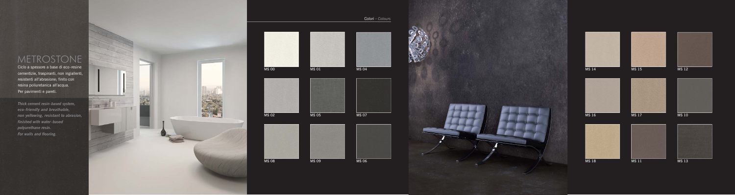# METROSTONE

Ciclo a spessore a base di eco-resine cementizie, traspiranti, non ingiallenti, resistenti all'abrasione; finito con resina poliuretanica all'acqua.
Per pavimenti e pareti.

*Thick cement resin-based system, eco-friendly and breathable, non yellowing, resistant to abrasion, finished with water-based polyurethane resin.*
*For walls and flooring.*

Colori - *Colours*

MS 00

MS 01

MS 04

MS 02

MS 05

MS 07

MS 08

MS 09

MS 06

MS 14

MS 15

MS 12

MS 16

MS 17

MS 10

MS 18

MS 11

MS 13